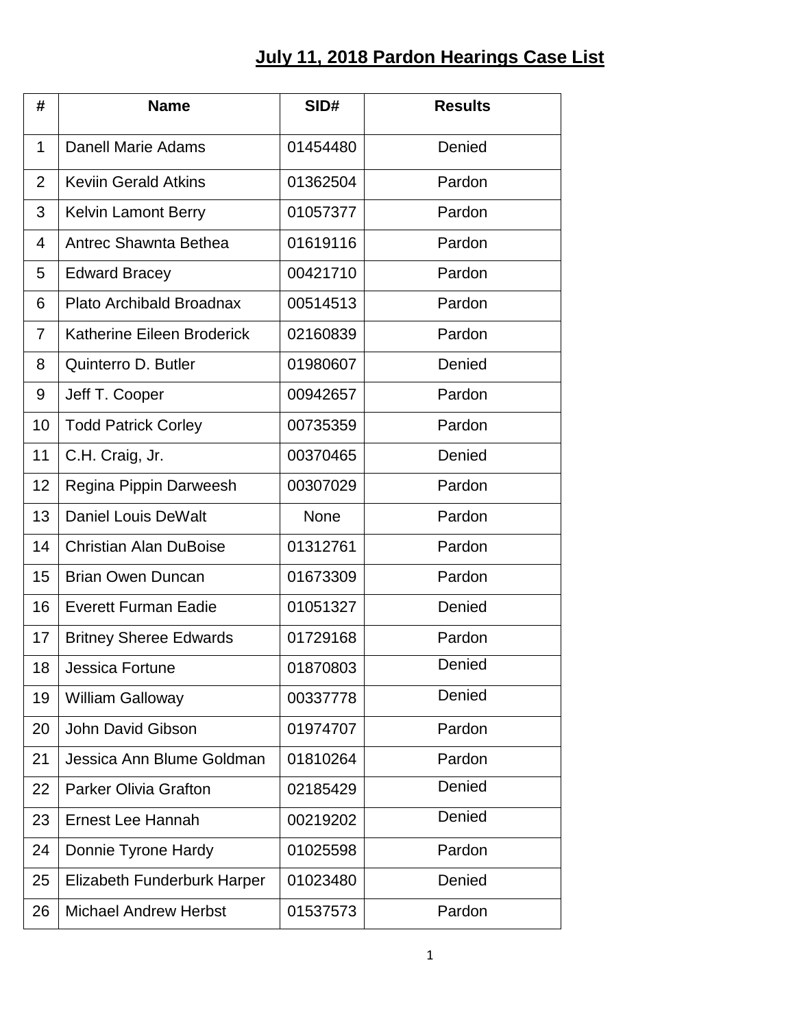# July 11, 2018 Pardon Hearings Case List

| # | Name | SID# | Results |
|---|---|---|---|
| 1 | Danell Marie Adams | 01454480 | Denied |
| 2 | Keviin Gerald Atkins | 01362504 | Pardon |
| 3 | Kelvin Lamont Berry | 01057377 | Pardon |
| 4 | Antrec Shawnta Bethea | 01619116 | Pardon |
| 5 | Edward Bracey | 00421710 | Pardon |
| 6 | Plato Archibald Broadnax | 00514513 | Pardon |
| 7 | Katherine Eileen Broderick | 02160839 | Pardon |
| 8 | Quinterro D. Butler | 01980607 | Denied |
| 9 | Jeff T. Cooper | 00942657 | Pardon |
| 10 | Todd Patrick Corley | 00735359 | Pardon |
| 11 | C.H. Craig, Jr. | 00370465 | Denied |
| 12 | Regina Pippin Darweesh | 00307029 | Pardon |
| 13 | Daniel Louis DeWalt | None | Pardon |
| 14 | Christian Alan DuBoise | 01312761 | Pardon |
| 15 | Brian Owen Duncan | 01673309 | Pardon |
| 16 | Everett Furman Eadie | 01051327 | Denied |
| 17 | Britney Sheree Edwards | 01729168 | Pardon |
| 18 | Jessica Fortune | 01870803 | Denied |
| 19 | William Galloway | 00337778 | Denied |
| 20 | John David Gibson | 01974707 | Pardon |
| 21 | Jessica Ann Blume Goldman | 01810264 | Pardon |
| 22 | Parker Olivia Grafton | 02185429 | Denied |
| 23 | Ernest Lee Hannah | 00219202 | Denied |
| 24 | Donnie Tyrone Hardy | 01025598 | Pardon |
| 25 | Elizabeth Funderburk Harper | 01023480 | Denied |
| 26 | Michael Andrew Herbst | 01537573 | Pardon |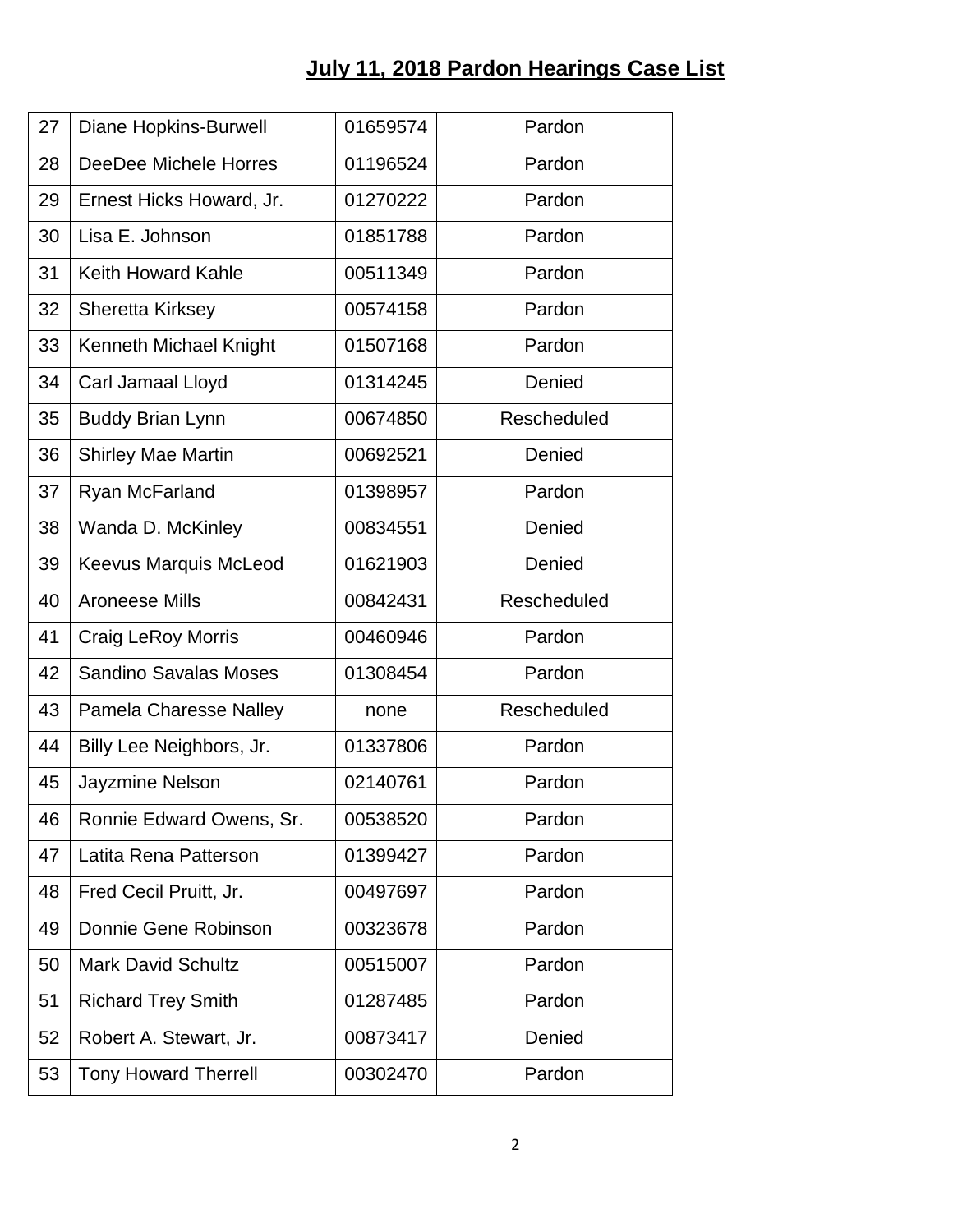## July 11, 2018 Pardon Hearings Case List

| | | | |
|---|---|---|---|
| 27 | Diane Hopkins-Burwell | 01659574 | Pardon |
| 28 | DeeDee Michele Horres | 01196524 | Pardon |
| 29 | Ernest Hicks Howard, Jr. | 01270222 | Pardon |
| 30 | Lisa E. Johnson | 01851788 | Pardon |
| 31 | Keith Howard Kahle | 00511349 | Pardon |
| 32 | Sheretta Kirksey | 00574158 | Pardon |
| 33 | Kenneth Michael Knight | 01507168 | Pardon |
| 34 | Carl Jamaal Lloyd | 01314245 | Denied |
| 35 | Buddy Brian Lynn | 00674850 | Rescheduled |
| 36 | Shirley Mae Martin | 00692521 | Denied |
| 37 | Ryan McFarland | 01398957 | Pardon |
| 38 | Wanda D. McKinley | 00834551 | Denied |
| 39 | Keevus Marquis McLeod | 01621903 | Denied |
| 40 | Aroneese Mills | 00842431 | Rescheduled |
| 41 | Craig LeRoy Morris | 00460946 | Pardon |
| 42 | Sandino Savalas Moses | 01308454 | Pardon |
| 43 | Pamela Charesse Nalley | none | Rescheduled |
| 44 | Billy Lee Neighbors, Jr. | 01337806 | Pardon |
| 45 | Jayzmine Nelson | 02140761 | Pardon |
| 46 | Ronnie Edward Owens, Sr. | 00538520 | Pardon |
| 47 | Latita Rena Patterson | 01399427 | Pardon |
| 48 | Fred Cecil Pruitt, Jr. | 00497697 | Pardon |
| 49 | Donnie Gene Robinson | 00323678 | Pardon |
| 50 | Mark David Schultz | 00515007 | Pardon |
| 51 | Richard Trey Smith | 01287485 | Pardon |
| 52 | Robert A. Stewart, Jr. | 00873417 | Denied |
| 53 | Tony Howard Therrell | 00302470 | Pardon |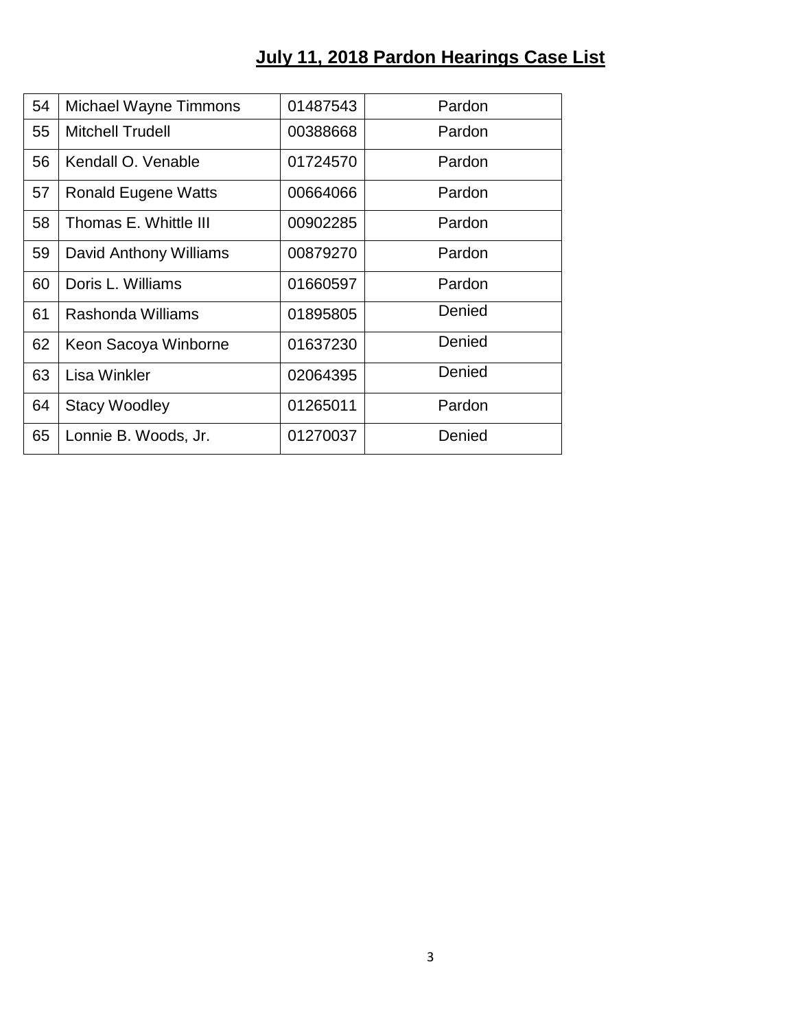## July 11, 2018 Pardon Hearings Case List

| | | | |
|---|---|---|---|
| 54 | Michael Wayne Timmons | 01487543 | Pardon |
| 55 | Mitchell Trudell | 00388668 | Pardon |
| 56 | Kendall O. Venable | 01724570 | Pardon |
| 57 | Ronald Eugene Watts | 00664066 | Pardon |
| 58 | Thomas E. Whittle III | 00902285 | Pardon |
| 59 | David Anthony Williams | 00879270 | Pardon |
| 60 | Doris L. Williams | 01660597 | Pardon |
| 61 | Rashonda Williams | 01895805 | Denied |
| 62 | Keon Sacoya Winborne | 01637230 | Denied |
| 63 | Lisa Winkler | 02064395 | Denied |
| 64 | Stacy Woodley | 01265011 | Pardon |
| 65 | Lonnie B. Woods, Jr. | 01270037 | Denied |